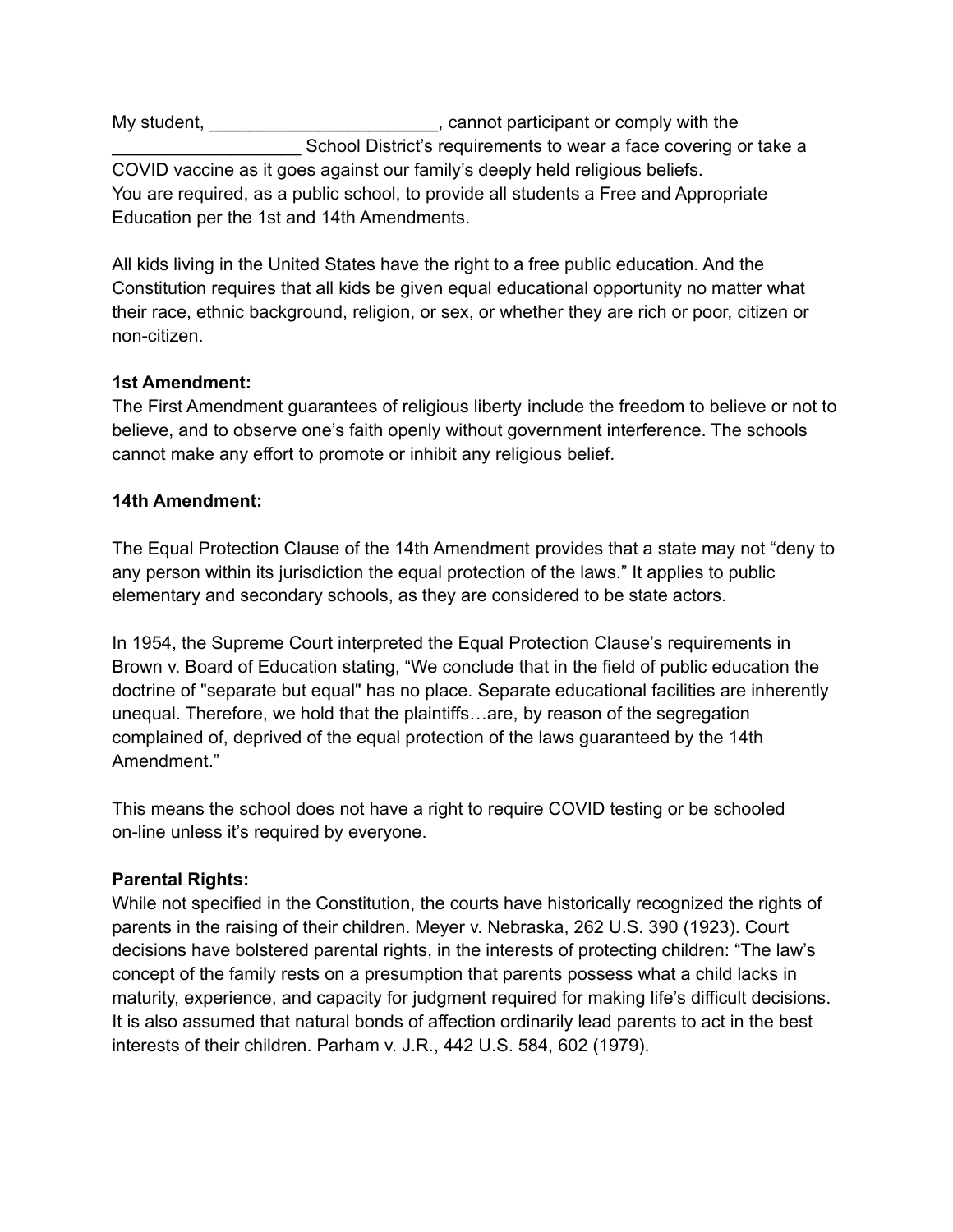My student, _______________________, cannot participant or comply with the ___________________ School District's requirements to wear a face covering or take a COVID vaccine as it goes against our family's deeply held religious beliefs.
You are required, as a public school, to provide all students a Free and Appropriate Education per the 1st and 14th Amendments.

All kids living in the United States have the right to a free public education. And the Constitution requires that all kids be given equal educational opportunity no matter what their race, ethnic background, religion, or sex, or whether they are rich or poor, citizen or non-citizen.

**1st Amendment:**
The First Amendment guarantees of religious liberty include the freedom to believe or not to believe, and to observe one's faith openly without government interference. The schools cannot make any effort to promote or inhibit any religious belief.

**14th Amendment:**

The Equal Protection Clause of the 14th Amendment provides that a state may not "deny to any person within its jurisdiction the equal protection of the laws." It applies to public elementary and secondary schools, as they are considered to be state actors.

In 1954, the Supreme Court interpreted the Equal Protection Clause's requirements in Brown v. Board of Education stating, "We conclude that in the field of public education the doctrine of "separate but equal" has no place. Separate educational facilities are inherently unequal. Therefore, we hold that the plaintiffs…are, by reason of the segregation complained of, deprived of the equal protection of the laws guaranteed by the 14th Amendment."

This means the school does not have a right to require COVID testing or be schooled on-line unless it's required by everyone.

**Parental Rights:**
While not specified in the Constitution, the courts have historically recognized the rights of parents in the raising of their children. Meyer v. Nebraska, 262 U.S. 390 (1923). Court decisions have bolstered parental rights, in the interests of protecting children: "The law's concept of the family rests on a presumption that parents possess what a child lacks in maturity, experience, and capacity for judgment required for making life's difficult decisions. It is also assumed that natural bonds of affection ordinarily lead parents to act in the best interests of their children. Parham v. J.R., 442 U.S. 584, 602 (1979).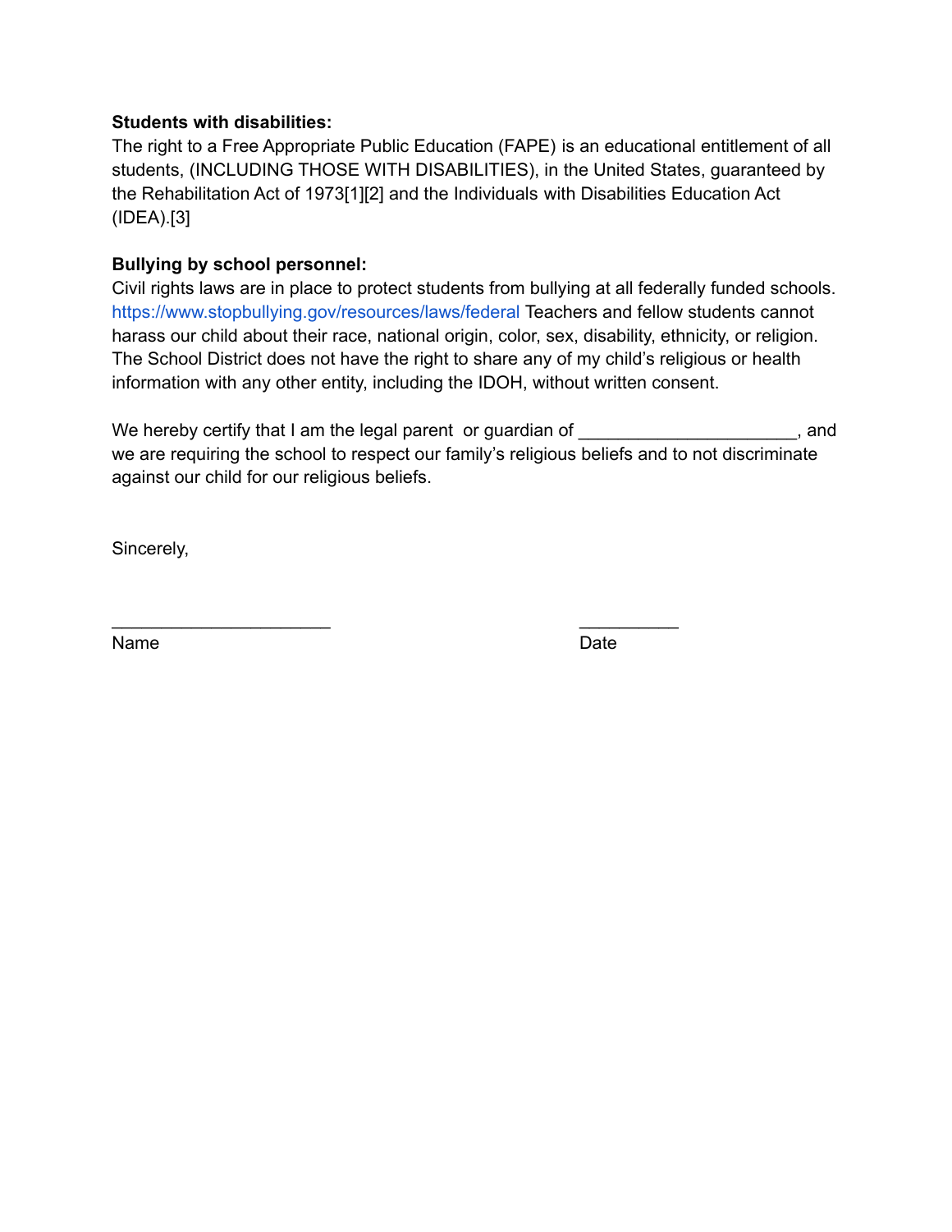**Students with disabilities:**
The right to a Free Appropriate Public Education (FAPE) is an educational entitlement of all students, (INCLUDING THOSE WITH DISABILITIES), in the United States, guaranteed by the Rehabilitation Act of 1973[1][2] and the Individuals with Disabilities Education Act (IDEA).[3]

**Bullying by school personnel:**
Civil rights laws are in place to protect students from bullying at all federally funded schools. https://www.stopbullying.gov/resources/laws/federal Teachers and fellow students cannot harass our child about their race, national origin, color, sex, disability, ethnicity, or religion. The School District does not have the right to share any of my child's religious or health information with any other entity, including the IDOH, without written consent.

We hereby certify that I am the legal parent  or guardian of ______________________, and we are requiring the school to respect our family's religious beliefs and to not discriminate against our child for our religious beliefs.

Sincerely,

______________________                                        __________
Name                                                                    Date